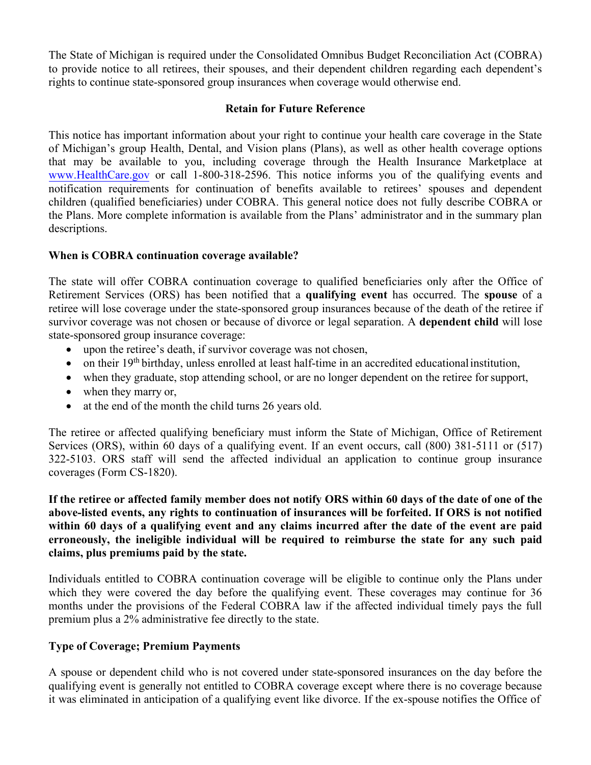The State of Michigan is required under the Consolidated Omnibus Budget Reconciliation Act (COBRA) to provide notice to all retirees, their spouses, and their dependent children regarding each dependent's rights to continue state-sponsored group insurances when coverage would otherwise end.

**Retain for Future Reference**

This notice has important information about your right to continue your health care coverage in the State of Michigan's group Health, Dental, and Vision plans (Plans), as well as other health coverage options that may be available to you, including coverage through the Health Insurance Marketplace at www.HealthCare.gov or call 1-800-318-2596. This notice informs you of the qualifying events and notification requirements for continuation of benefits available to retirees' spouses and dependent children (qualified beneficiaries) under COBRA. This general notice does not fully describe COBRA or the Plans. More complete information is available from the Plans' administrator and in the summary plan descriptions.

**When is COBRA continuation coverage available?**

The state will offer COBRA continuation coverage to qualified beneficiaries only after the Office of Retirement Services (ORS) has been notified that a **qualifying event** has occurred. The **spouse** of a retiree will lose coverage under the state-sponsored group insurances because of the death of the retiree if survivor coverage was not chosen or because of divorce or legal separation. A **dependent child** will lose state-sponsored group insurance coverage:

- upon the retiree's death, if survivor coverage was not chosen,
- on their 19th birthday, unless enrolled at least half-time in an accredited educational institution,
- when they graduate, stop attending school, or are no longer dependent on the retiree for support,
- when they marry or,
- at the end of the month the child turns 26 years old.

The retiree or affected qualifying beneficiary must inform the State of Michigan, Office of Retirement Services (ORS), within 60 days of a qualifying event. If an event occurs, call (800) 381-5111 or (517) 322-5103. ORS staff will send the affected individual an application to continue group insurance coverages (Form CS-1820).

**If the retiree or affected family member does not notify ORS within 60 days of the date of one of the above-listed events, any rights to continuation of insurances will be forfeited. If ORS is not notified within 60 days of a qualifying event and any claims incurred after the date of the event are paid erroneously, the ineligible individual will be required to reimburse the state for any such paid claims, plus premiums paid by the state.**

Individuals entitled to COBRA continuation coverage will be eligible to continue only the Plans under which they were covered the day before the qualifying event. These coverages may continue for 36 months under the provisions of the Federal COBRA law if the affected individual timely pays the full premium plus a 2% administrative fee directly to the state.

**Type of Coverage; Premium Payments**

A spouse or dependent child who is not covered under state-sponsored insurances on the day before the qualifying event is generally not entitled to COBRA coverage except where there is no coverage because it was eliminated in anticipation of a qualifying event like divorce. If the ex-spouse notifies the Office of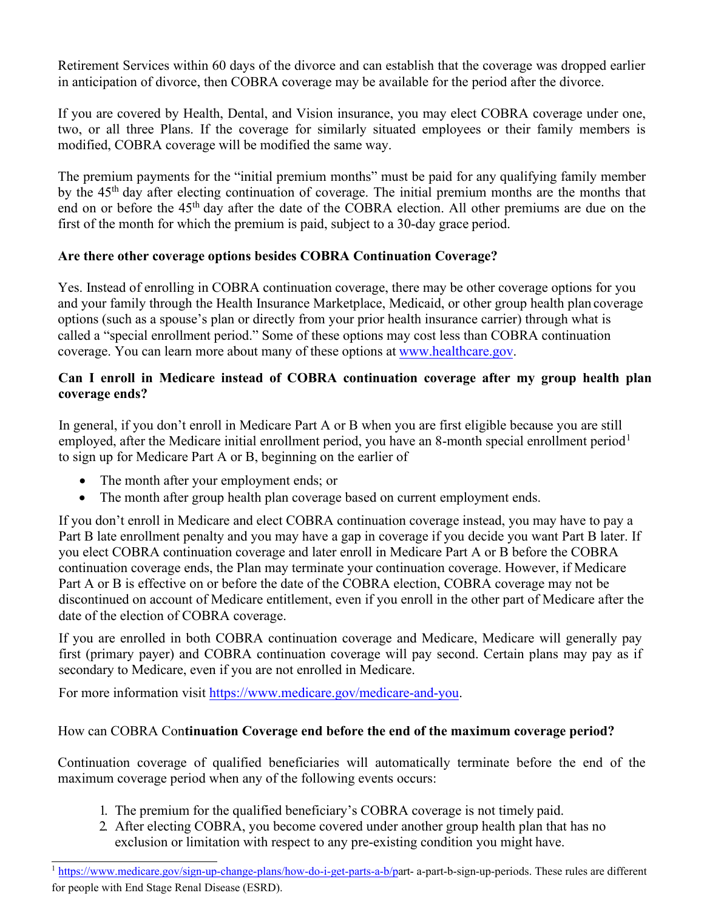Retirement Services within 60 days of the divorce and can establish that the coverage was dropped earlier in anticipation of divorce, then COBRA coverage may be available for the period after the divorce.

If you are covered by Health, Dental, and Vision insurance, you may elect COBRA coverage under one, two, or all three Plans. If the coverage for similarly situated employees or their family members is modified, COBRA coverage will be modified the same way.

The premium payments for the "initial premium months" must be paid for any qualifying family member by the 45th day after electing continuation of coverage. The initial premium months are the months that end on or before the 45th day after the date of the COBRA election. All other premiums are due on the first of the month for which the premium is paid, subject to a 30-day grace period.

**Are there other coverage options besides COBRA Continuation Coverage?**

Yes. Instead of enrolling in COBRA continuation coverage, there may be other coverage options for you and your family through the Health Insurance Marketplace, Medicaid, or other group health plan coverage options (such as a spouse's plan or directly from your prior health insurance carrier) through what is called a "special enrollment period." Some of these options may cost less than COBRA continuation coverage. You can learn more about many of these options at www.healthcare.gov.

**Can I enroll in Medicare instead of COBRA continuation coverage after my group health plan coverage ends?**

In general, if you don't enroll in Medicare Part A or B when you are first eligible because you are still employed, after the Medicare initial enrollment period, you have an 8-month special enrollment period[1] to sign up for Medicare Part A or B, beginning on the earlier of

- The month after your employment ends; or
- The month after group health plan coverage based on current employment ends.

If you don't enroll in Medicare and elect COBRA continuation coverage instead, you may have to pay a Part B late enrollment penalty and you may have a gap in coverage if you decide you want Part B later. If you elect COBRA continuation coverage and later enroll in Medicare Part A or B before the COBRA continuation coverage ends, the Plan may terminate your continuation coverage. However, if Medicare Part A or B is effective on or before the date of the COBRA election, COBRA coverage may not be discontinued on account of Medicare entitlement, even if you enroll in the other part of Medicare after the date of the election of COBRA coverage.

If you are enrolled in both COBRA continuation coverage and Medicare, Medicare will generally pay first (primary payer) and COBRA continuation coverage will pay second. Certain plans may pay as if secondary to Medicare, even if you are not enrolled in Medicare.

For more information visit https://www.medicare.gov/medicare-and-you.

**How can COBRA Continuation Coverage end before the end of the maximum coverage period?**

Continuation coverage of qualified beneficiaries will automatically terminate before the end of the maximum coverage period when any of the following events occurs:

1. The premium for the qualified beneficiary's COBRA coverage is not timely paid.
2. After electing COBRA, you become covered under another group health plan that has no exclusion or limitation with respect to any pre-existing condition you might have.

---

[1] https://www.medicare.gov/sign-up-change-plans/how-do-i-get-parts-a-b/part- a-part-b-sign-up-periods. These rules are different for people with End Stage Renal Disease (ESRD).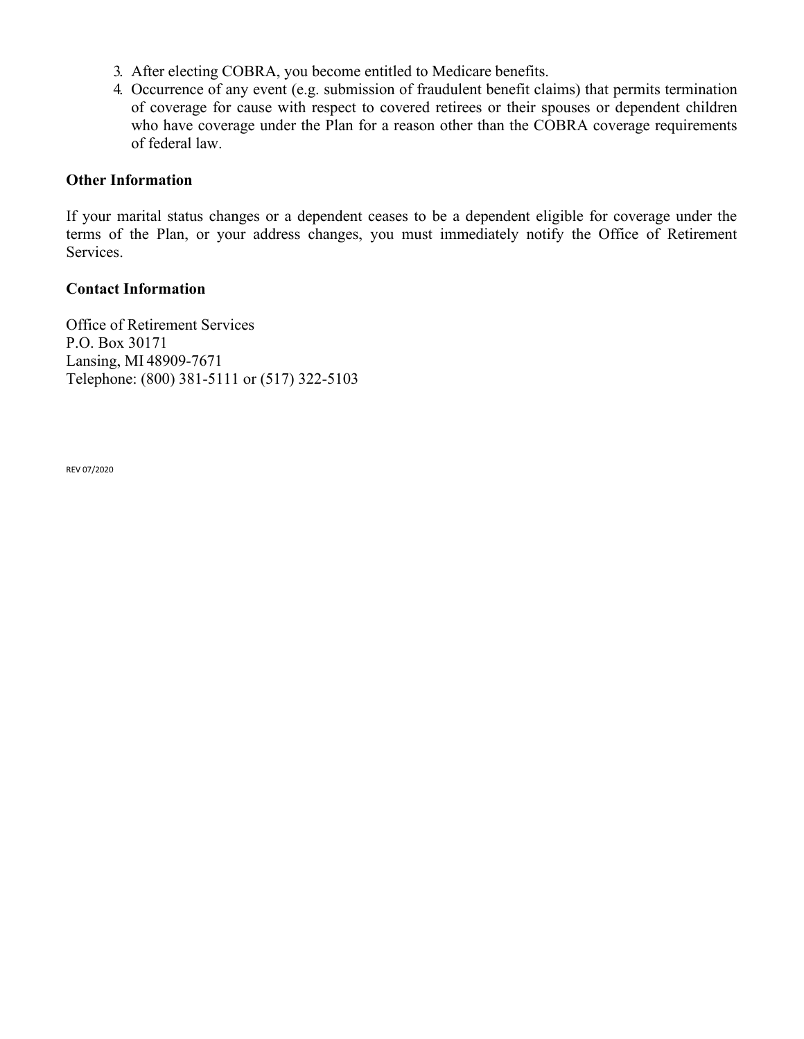3. After electing COBRA, you become entitled to Medicare benefits.
4. Occurrence of any event (e.g. submission of fraudulent benefit claims) that permits termination of coverage for cause with respect to covered retirees or their spouses or dependent children who have coverage under the Plan for a reason other than the COBRA coverage requirements of federal law.

**Other Information**

If your marital status changes or a dependent ceases to be a dependent eligible for coverage under the terms of the Plan, or your address changes, you must immediately notify the Office of Retirement Services.

**Contact Information**

Office of Retirement Services
P.O. Box 30171
Lansing, MI 48909-7671
Telephone: (800) 381-5111 or (517) 322-5103

REV 07/2020